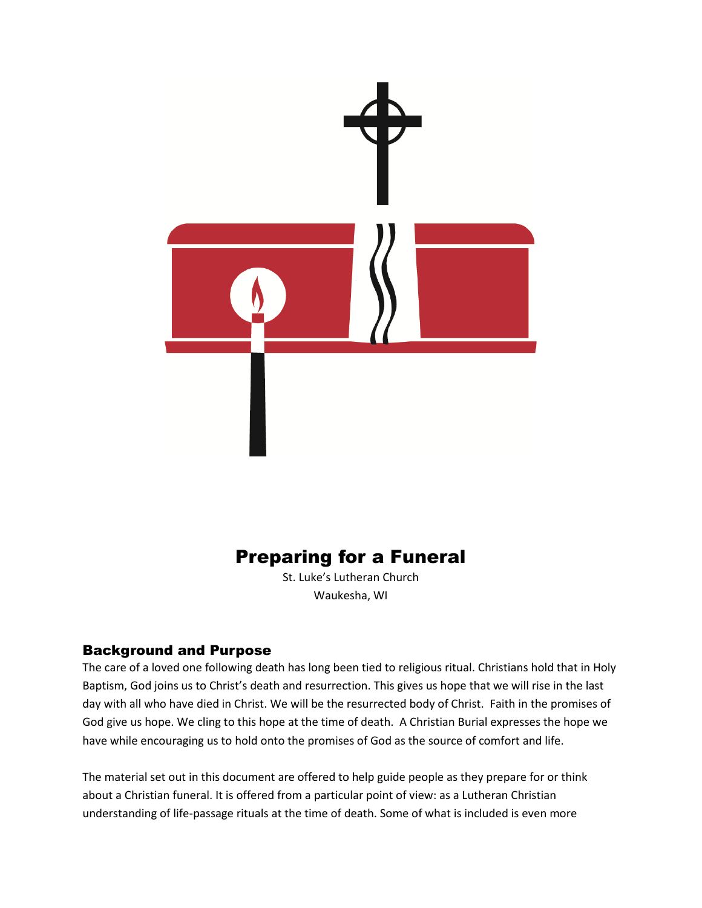# Preparing for a Funeral

St. Luke's Lutheran Church

Waukesha, WI

## Background and Purpose

The care of a loved one following death has long been tied to religious ritual. Christians hold that in Holy Baptism, God joins us to Christ's death and resurrection. This gives us hope that we will rise in the last day with all who have died in Christ. We will be the resurrected body of Christ. Faith in the promises of God give us hope. We cling to this hope at the time of death. A Christian Burial expresses the hope we have while encouraging us to hold onto the promises of God as the source of comfort and life.

The material set out in this document are offered to help guide people as they prepare for or think about a Christian funeral. It is offered from a particular point of view: as a Lutheran Christian understanding of life-passage rituals at the time of death. Some of what is included is even more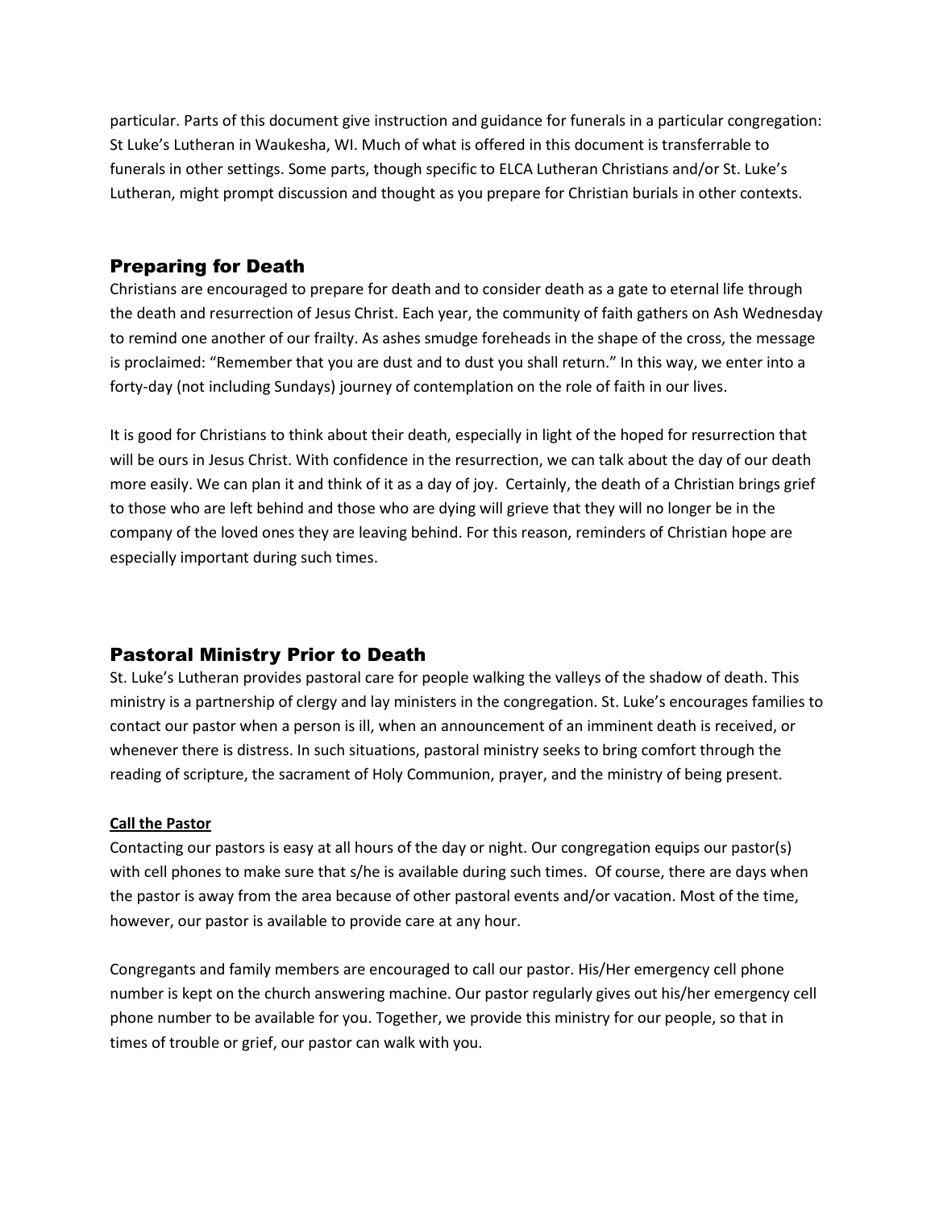particular. Parts of this document give instruction and guidance for funerals in a particular congregation: St Luke's Lutheran in Waukesha, WI. Much of what is offered in this document is transferrable to funerals in other settings. Some parts, though specific to ELCA Lutheran Christians and/or St. Luke's Lutheran, might prompt discussion and thought as you prepare for Christian burials in other contexts.

## Preparing for Death

Christians are encouraged to prepare for death and to consider death as a gate to eternal life through the death and resurrection of Jesus Christ. Each year, the community of faith gathers on Ash Wednesday to remind one another of our frailty. As ashes smudge foreheads in the shape of the cross, the message is proclaimed: "Remember that you are dust and to dust you shall return." In this way, we enter into a forty-day (not including Sundays) journey of contemplation on the role of faith in our lives.

It is good for Christians to think about their death, especially in light of the hoped for resurrection that will be ours in Jesus Christ. With confidence in the resurrection, we can talk about the day of our death more easily. We can plan it and think of it as a day of joy. Certainly, the death of a Christian brings grief to those who are left behind and those who are dying will grieve that they will no longer be in the company of the loved ones they are leaving behind. For this reason, reminders of Christian hope are especially important during such times.

## Pastoral Ministry Prior to Death

St. Luke's Lutheran provides pastoral care for people walking the valleys of the shadow of death. This ministry is a partnership of clergy and lay ministers in the congregation. St. Luke's encourages families to contact our pastor when a person is ill, when an announcement of an imminent death is received, or whenever there is distress. In such situations, pastoral ministry seeks to bring comfort through the reading of scripture, the sacrament of Holy Communion, prayer, and the ministry of being present.

### Call the Pastor

Contacting our pastors is easy at all hours of the day or night. Our congregation equips our pastor(s) with cell phones to make sure that s/he is available during such times. Of course, there are days when the pastor is away from the area because of other pastoral events and/or vacation. Most of the time, however, our pastor is available to provide care at any hour.

Congregants and family members are encouraged to call our pastor. His/Her emergency cell phone number is kept on the church answering machine. Our pastor regularly gives out his/her emergency cell phone number to be available for you. Together, we provide this ministry for our people, so that in times of trouble or grief, our pastor can walk with you.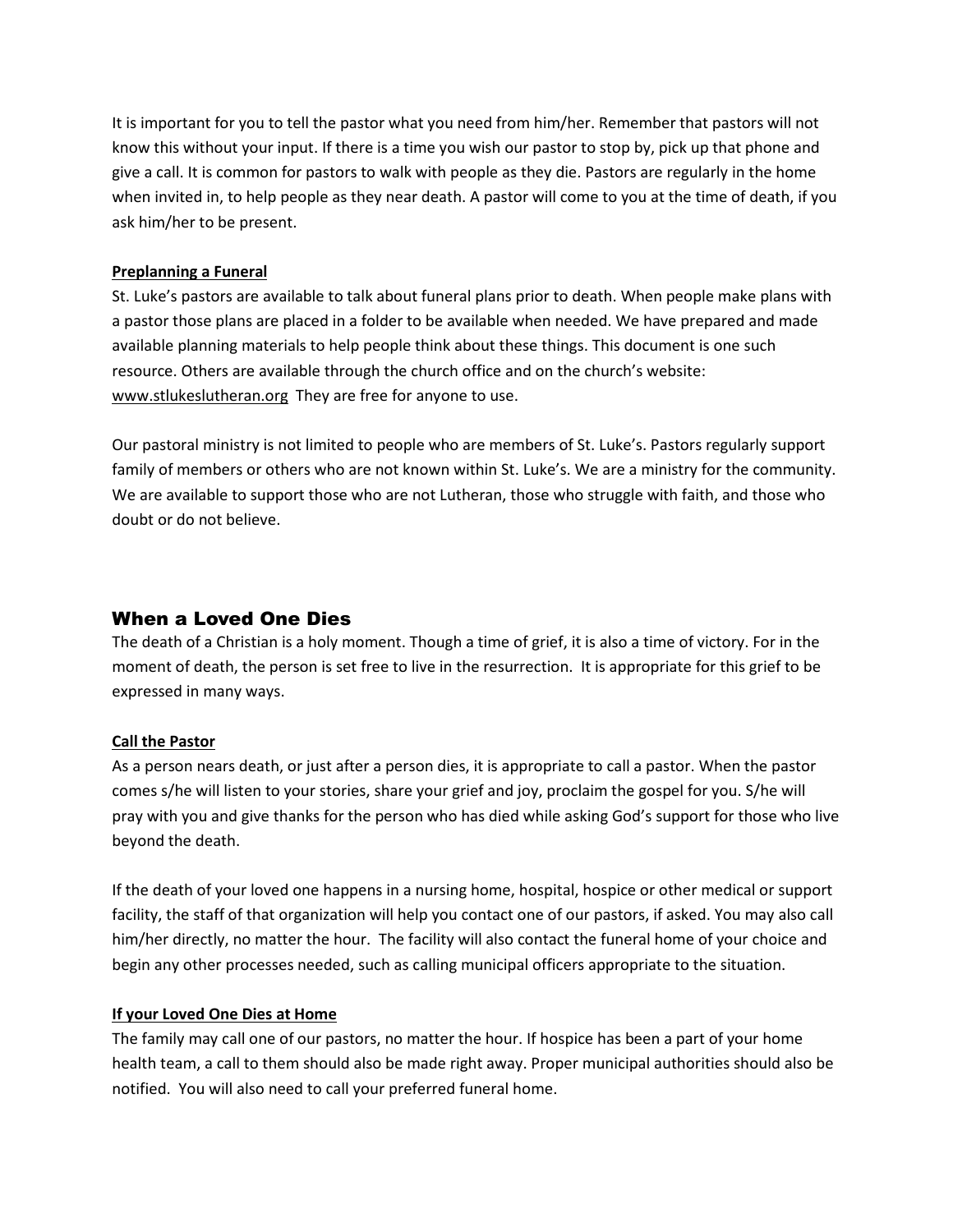It is important for you to tell the pastor what you need from him/her. Remember that pastors will not know this without your input. If there is a time you wish our pastor to stop by, pick up that phone and give a call. It is common for pastors to walk with people as they die. Pastors are regularly in the home when invited in, to help people as they near death. A pastor will come to you at the time of death, if you ask him/her to be present.

**Preplanning a Funeral**

St. Luke's pastors are available to talk about funeral plans prior to death. When people make plans with a pastor those plans are placed in a folder to be available when needed. We have prepared and made available planning materials to help people think about these things. This document is one such resource. Others are available through the church office and on the church's website: www.stlukeslutheran.org They are free for anyone to use.

Our pastoral ministry is not limited to people who are members of St. Luke's. Pastors regularly support family of members or others who are not known within St. Luke's. We are a ministry for the community. We are available to support those who are not Lutheran, those who struggle with faith, and those who doubt or do not believe.

## When a Loved One Dies

The death of a Christian is a holy moment. Though a time of grief, it is also a time of victory. For in the moment of death, the person is set free to live in the resurrection. It is appropriate for this grief to be expressed in many ways.

**Call the Pastor**

As a person nears death, or just after a person dies, it is appropriate to call a pastor. When the pastor comes s/he will listen to your stories, share your grief and joy, proclaim the gospel for you. S/he will pray with you and give thanks for the person who has died while asking God's support for those who live beyond the death.

If the death of your loved one happens in a nursing home, hospital, hospice or other medical or support facility, the staff of that organization will help you contact one of our pastors, if asked. You may also call him/her directly, no matter the hour. The facility will also contact the funeral home of your choice and begin any other processes needed, such as calling municipal officers appropriate to the situation.

**If your Loved One Dies at Home**

The family may call one of our pastors, no matter the hour. If hospice has been a part of your home health team, a call to them should also be made right away. Proper municipal authorities should also be notified. You will also need to call your preferred funeral home.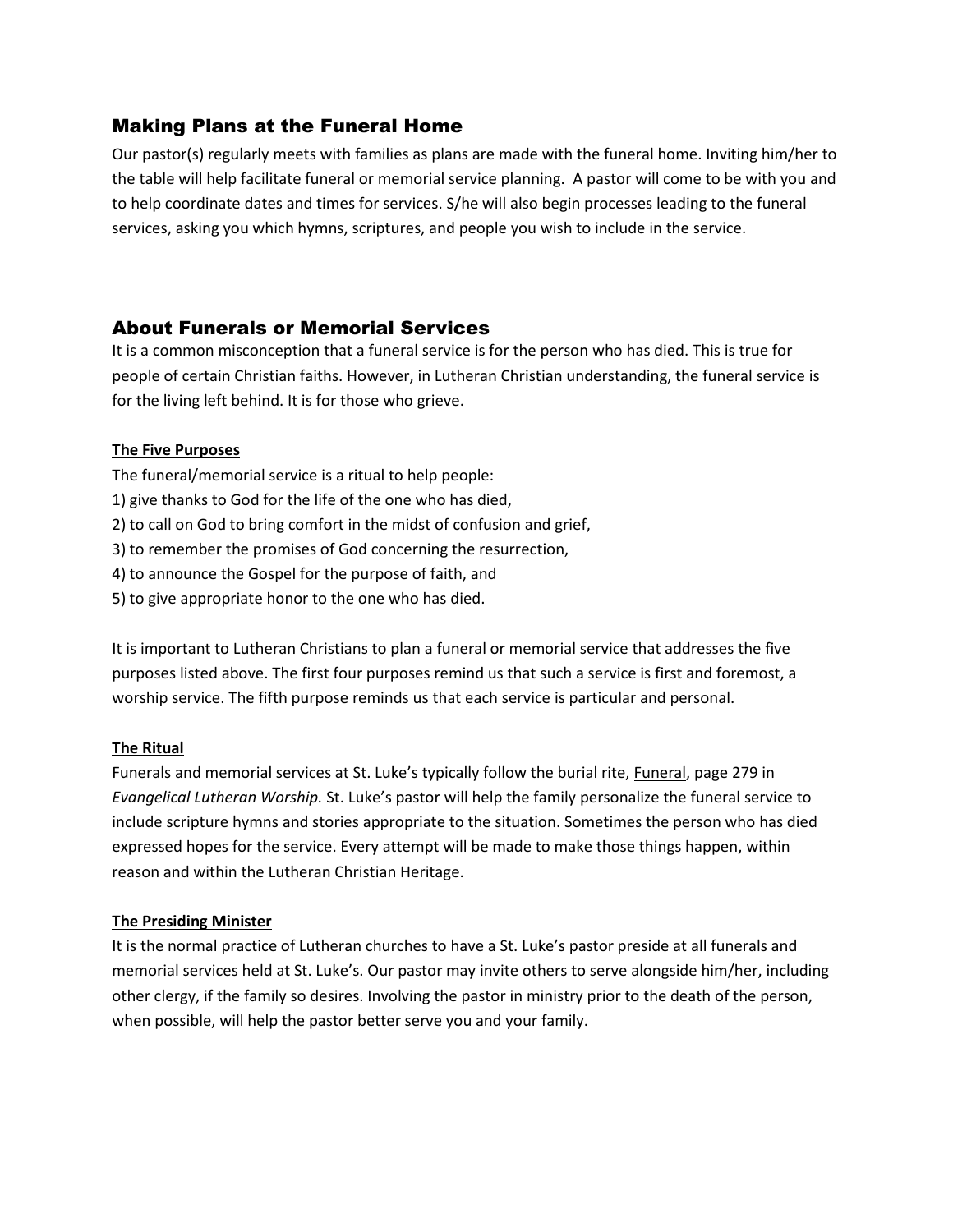## Making Plans at the Funeral Home

Our pastor(s) regularly meets with families as plans are made with the funeral home. Inviting him/her to the table will help facilitate funeral or memorial service planning. A pastor will come to be with you and to help coordinate dates and times for services. S/he will also begin processes leading to the funeral services, asking you which hymns, scriptures, and people you wish to include in the service.

## About Funerals or Memorial Services

It is a common misconception that a funeral service is for the person who has died. This is true for people of certain Christian faiths. However, in Lutheran Christian understanding, the funeral service is for the living left behind. It is for those who grieve.

### The Five Purposes

The funeral/memorial service is a ritual to help people:

1) give thanks to God for the life of the one who has died,
2) to call on God to bring comfort in the midst of confusion and grief,
3) to remember the promises of God concerning the resurrection,
4) to announce the Gospel for the purpose of faith, and
5) to give appropriate honor to the one who has died.

It is important to Lutheran Christians to plan a funeral or memorial service that addresses the five purposes listed above. The first four purposes remind us that such a service is first and foremost, a worship service. The fifth purpose reminds us that each service is particular and personal.

### The Ritual

Funerals and memorial services at St. Luke's typically follow the burial rite, Funeral, page 279 in *Evangelical Lutheran Worship.* St. Luke's pastor will help the family personalize the funeral service to include scripture hymns and stories appropriate to the situation. Sometimes the person who has died expressed hopes for the service. Every attempt will be made to make those things happen, within reason and within the Lutheran Christian Heritage.

### The Presiding Minister

It is the normal practice of Lutheran churches to have a St. Luke's pastor preside at all funerals and memorial services held at St. Luke's. Our pastor may invite others to serve alongside him/her, including other clergy, if the family so desires. Involving the pastor in ministry prior to the death of the person, when possible, will help the pastor better serve you and your family.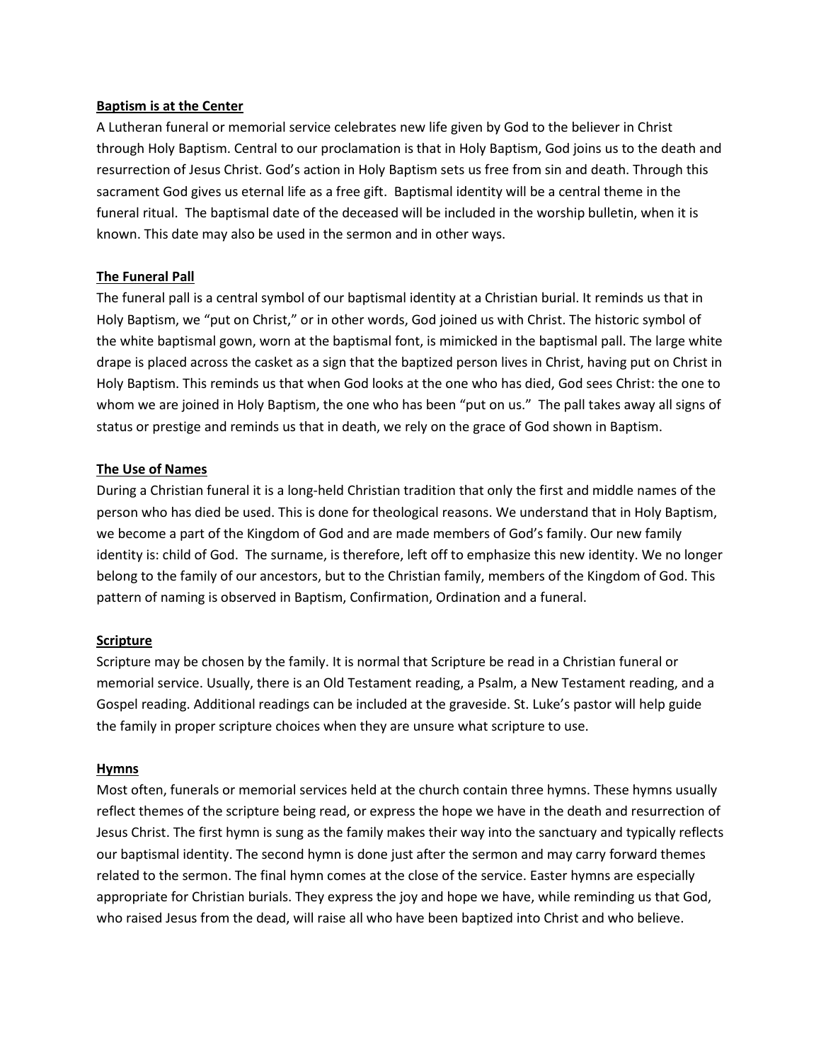**Baptism is at the Center**

A Lutheran funeral or memorial service celebrates new life given by God to the believer in Christ through Holy Baptism. Central to our proclamation is that in Holy Baptism, God joins us to the death and resurrection of Jesus Christ. God's action in Holy Baptism sets us free from sin and death. Through this sacrament God gives us eternal life as a free gift. Baptismal identity will be a central theme in the funeral ritual. The baptismal date of the deceased will be included in the worship bulletin, when it is known. This date may also be used in the sermon and in other ways.

**The Funeral Pall**

The funeral pall is a central symbol of our baptismal identity at a Christian burial. It reminds us that in Holy Baptism, we "put on Christ," or in other words, God joined us with Christ. The historic symbol of the white baptismal gown, worn at the baptismal font, is mimicked in the baptismal pall. The large white drape is placed across the casket as a sign that the baptized person lives in Christ, having put on Christ in Holy Baptism. This reminds us that when God looks at the one who has died, God sees Christ: the one to whom we are joined in Holy Baptism, the one who has been "put on us." The pall takes away all signs of status or prestige and reminds us that in death, we rely on the grace of God shown in Baptism.

**The Use of Names**

During a Christian funeral it is a long-held Christian tradition that only the first and middle names of the person who has died be used. This is done for theological reasons. We understand that in Holy Baptism, we become a part of the Kingdom of God and are made members of God's family. Our new family identity is: child of God. The surname, is therefore, left off to emphasize this new identity. We no longer belong to the family of our ancestors, but to the Christian family, members of the Kingdom of God. This pattern of naming is observed in Baptism, Confirmation, Ordination and a funeral.

**Scripture**

Scripture may be chosen by the family. It is normal that Scripture be read in a Christian funeral or memorial service. Usually, there is an Old Testament reading, a Psalm, a New Testament reading, and a Gospel reading. Additional readings can be included at the graveside. St. Luke's pastor will help guide the family in proper scripture choices when they are unsure what scripture to use.

**Hymns**

Most often, funerals or memorial services held at the church contain three hymns. These hymns usually reflect themes of the scripture being read, or express the hope we have in the death and resurrection of Jesus Christ. The first hymn is sung as the family makes their way into the sanctuary and typically reflects our baptismal identity. The second hymn is done just after the sermon and may carry forward themes related to the sermon. The final hymn comes at the close of the service. Easter hymns are especially appropriate for Christian burials. They express the joy and hope we have, while reminding us that God, who raised Jesus from the dead, will raise all who have been baptized into Christ and who believe.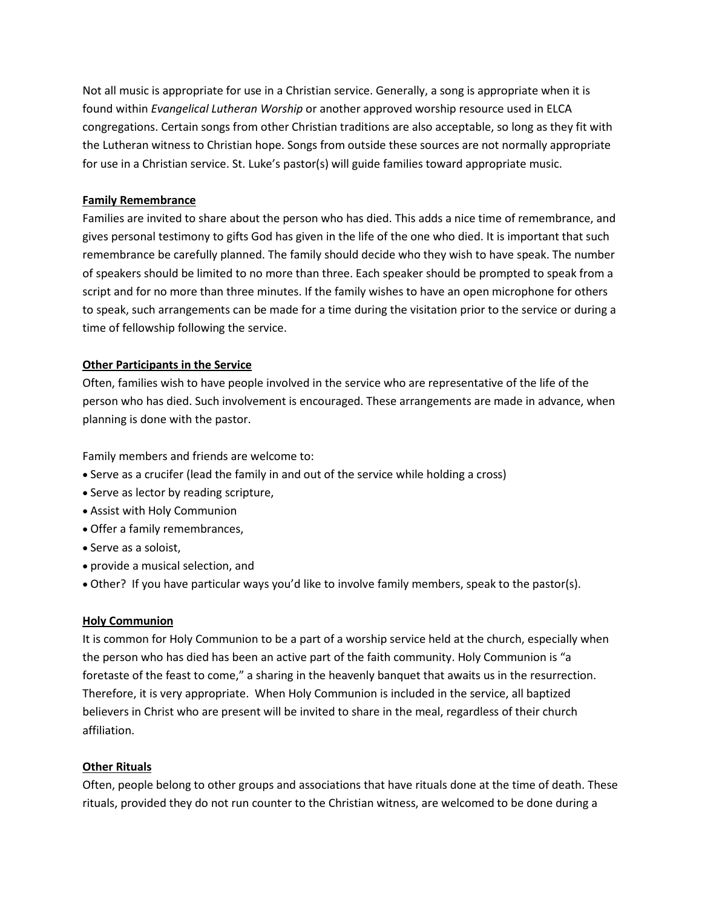Not all music is appropriate for use in a Christian service. Generally, a song is appropriate when it is found within *Evangelical Lutheran Worship* or another approved worship resource used in ELCA congregations. Certain songs from other Christian traditions are also acceptable, so long as they fit with the Lutheran witness to Christian hope. Songs from outside these sources are not normally appropriate for use in a Christian service. St. Luke's pastor(s) will guide families toward appropriate music.

**Family Remembrance**

Families are invited to share about the person who has died. This adds a nice time of remembrance, and gives personal testimony to gifts God has given in the life of the one who died. It is important that such remembrance be carefully planned. The family should decide who they wish to have speak. The number of speakers should be limited to no more than three. Each speaker should be prompted to speak from a script and for no more than three minutes. If the family wishes to have an open microphone for others to speak, such arrangements can be made for a time during the visitation prior to the service or during a time of fellowship following the service.

**Other Participants in the Service**

Often, families wish to have people involved in the service who are representative of the life of the person who has died. Such involvement is encouraged. These arrangements are made in advance, when planning is done with the pastor.

Family members and friends are welcome to:

- Serve as a crucifer (lead the family in and out of the service while holding a cross)
- Serve as lector by reading scripture,
- Assist with Holy Communion
- Offer a family remembrances,
- Serve as a soloist,
- provide a musical selection, and
- Other? If you have particular ways you'd like to involve family members, speak to the pastor(s).

**Holy Communion**

It is common for Holy Communion to be a part of a worship service held at the church, especially when the person who has died has been an active part of the faith community. Holy Communion is "a foretaste of the feast to come," a sharing in the heavenly banquet that awaits us in the resurrection. Therefore, it is very appropriate. When Holy Communion is included in the service, all baptized believers in Christ who are present will be invited to share in the meal, regardless of their church affiliation.

**Other Rituals**

Often, people belong to other groups and associations that have rituals done at the time of death. These rituals, provided they do not run counter to the Christian witness, are welcomed to be done during a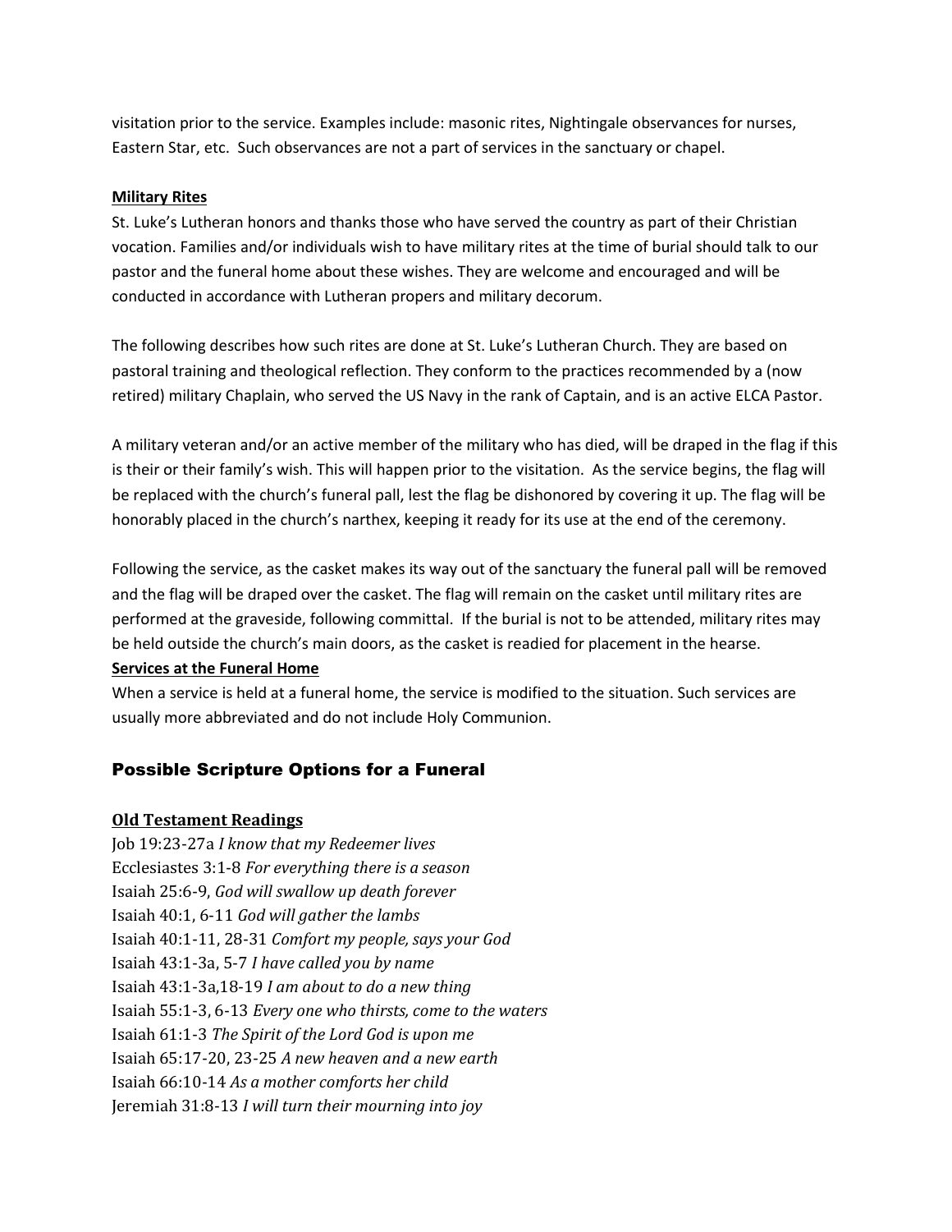visitation prior to the service. Examples include: masonic rites, Nightingale observances for nurses, Eastern Star, etc. Such observances are not a part of services in the sanctuary or chapel.

**Military Rites**

St. Luke's Lutheran honors and thanks those who have served the country as part of their Christian vocation. Families and/or individuals wish to have military rites at the time of burial should talk to our pastor and the funeral home about these wishes. They are welcome and encouraged and will be conducted in accordance with Lutheran propers and military decorum.

The following describes how such rites are done at St. Luke's Lutheran Church. They are based on pastoral training and theological reflection. They conform to the practices recommended by a (now retired) military Chaplain, who served the US Navy in the rank of Captain, and is an active ELCA Pastor.

A military veteran and/or an active member of the military who has died, will be draped in the flag if this is their or their family's wish. This will happen prior to the visitation. As the service begins, the flag will be replaced with the church's funeral pall, lest the flag be dishonored by covering it up. The flag will be honorably placed in the church's narthex, keeping it ready for its use at the end of the ceremony.

Following the service, as the casket makes its way out of the sanctuary the funeral pall will be removed and the flag will be draped over the casket. The flag will remain on the casket until military rites are performed at the graveside, following committal. If the burial is not to be attended, military rites may be held outside the church's main doors, as the casket is readied for placement in the hearse.

**Services at the Funeral Home**

When a service is held at a funeral home, the service is modified to the situation. Such services are usually more abbreviated and do not include Holy Communion.

## Possible Scripture Options for a Funeral

**Old Testament Readings**

Job 19:23-27a *I know that my Redeemer lives*
Ecclesiastes 3:1-8 *For everything there is a season*
Isaiah 25:6-9, *God will swallow up death forever*
Isaiah 40:1, 6-11 *God will gather the lambs*
Isaiah 40:1-11, 28-31 *Comfort my people, says your God*
Isaiah 43:1-3a, 5-7 *I have called you by name*
Isaiah 43:1-3a,18-19 *I am about to do a new thing*
Isaiah 55:1-3, 6-13 *Every one who thirsts, come to the waters*
Isaiah 61:1-3 *The Spirit of the Lord God is upon me*
Isaiah 65:17-20, 23-25 *A new heaven and a new earth*
Isaiah 66:10-14 *As a mother comforts her child*
Jeremiah 31:8-13 *I will turn their mourning into joy*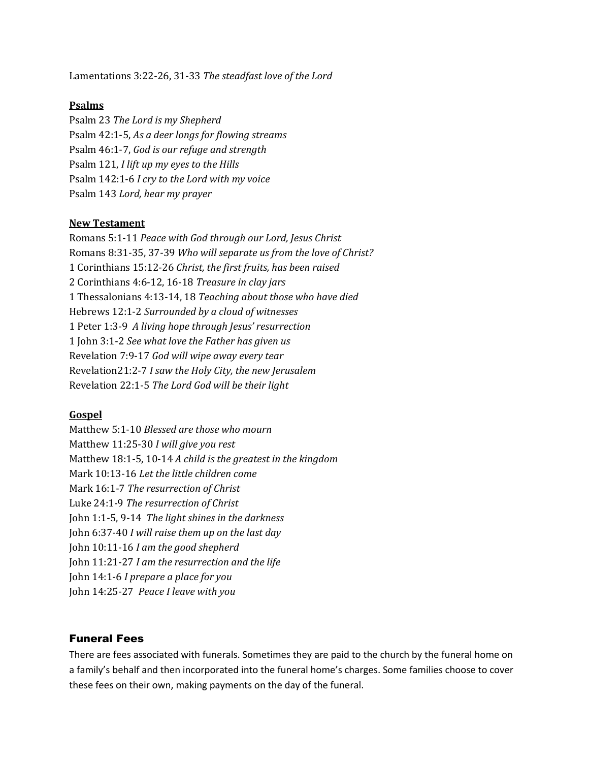Lamentations 3:22-26, 31-33 *The steadfast love of the Lord*

**Psalms**

Psalm 23 *The Lord is my Shepherd*
Psalm 42:1-5, *As a deer longs for flowing streams*
Psalm 46:1-7, *God is our refuge and strength*
Psalm 121, *I lift up my eyes to the Hills*
Psalm 142:1-6 *I cry to the Lord with my voice*
Psalm 143 *Lord, hear my prayer*

**New Testament**

Romans 5:1-11 *Peace with God through our Lord, Jesus Christ*
Romans 8:31-35, 37-39 *Who will separate us from the love of Christ?*
1 Corinthians 15:12-26 *Christ, the first fruits, has been raised*
2 Corinthians 4:6-12, 16-18 *Treasure in clay jars*
1 Thessalonians 4:13-14, 18 *Teaching about those who have died*
Hebrews 12:1-2 *Surrounded by a cloud of witnesses*
1 Peter 1:3-9 *A living hope through Jesus' resurrection*
1 John 3:1-2 *See what love the Father has given us*
Revelation 7:9-17 *God will wipe away every tear*
Revelation21:2-7 *I saw the Holy City, the new Jerusalem*
Revelation 22:1-5 *The Lord God will be their light*

**Gospel**

Matthew 5:1-10 *Blessed are those who mourn*
Matthew 11:25-30 *I will give you rest*
Matthew 18:1-5, 10-14 *A child is the greatest in the kingdom*
Mark 10:13-16 *Let the little children come*
Mark 16:1-7 *The resurrection of Christ*
Luke 24:1-9 *The resurrection of Christ*
John 1:1-5, 9-14 *The light shines in the darkness*
John 6:37-40 *I will raise them up on the last day*
John 10:11-16 *I am the good shepherd*
John 11:21-27 *I am the resurrection and the life*
John 14:1-6 *I prepare a place for you*
John 14:25-27 *Peace I leave with you*

## Funeral Fees

There are fees associated with funerals. Sometimes they are paid to the church by the funeral home on a family's behalf and then incorporated into the funeral home's charges. Some families choose to cover these fees on their own, making payments on the day of the funeral.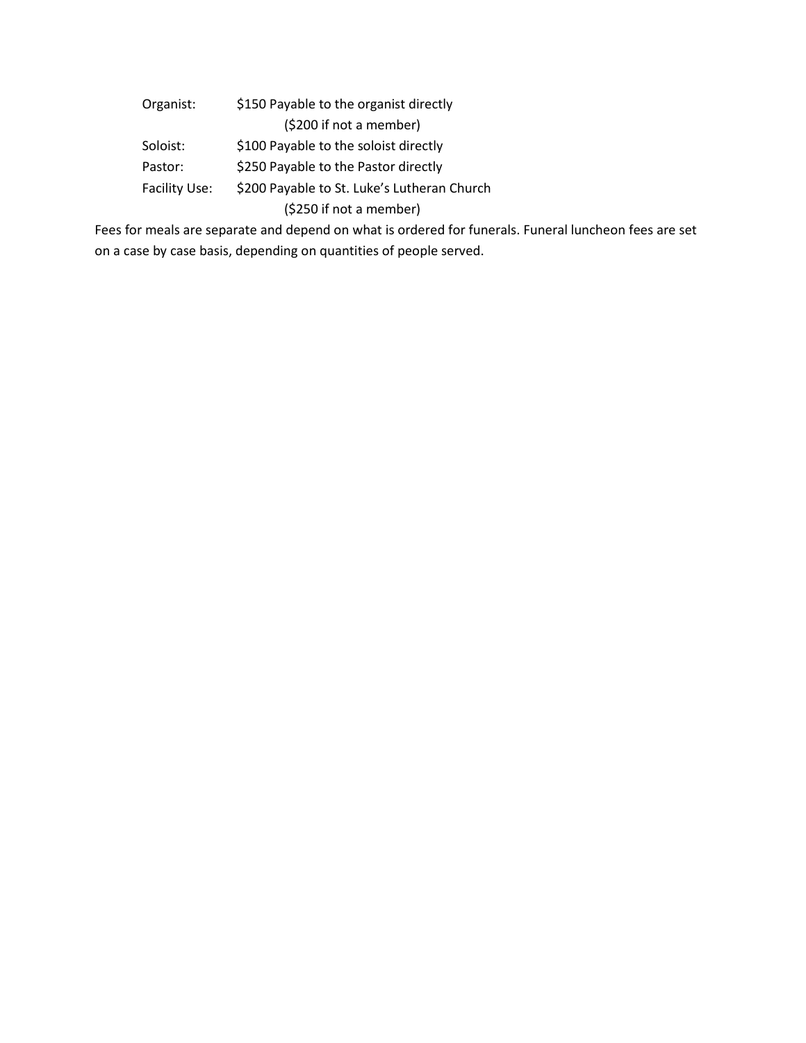| | |
|---|---|
| Organist: | $150 Payable to the organist directly<br>($200 if not a member) |
| Soloist: | $100 Payable to the soloist directly |
| Pastor: | $250 Payable to the Pastor directly |
| Facility Use: | $200 Payable to St. Luke's Lutheran Church<br>($250 if not a member) |

Fees for meals are separate and depend on what is ordered for funerals. Funeral luncheon fees are set on a case by case basis, depending on quantities of people served.